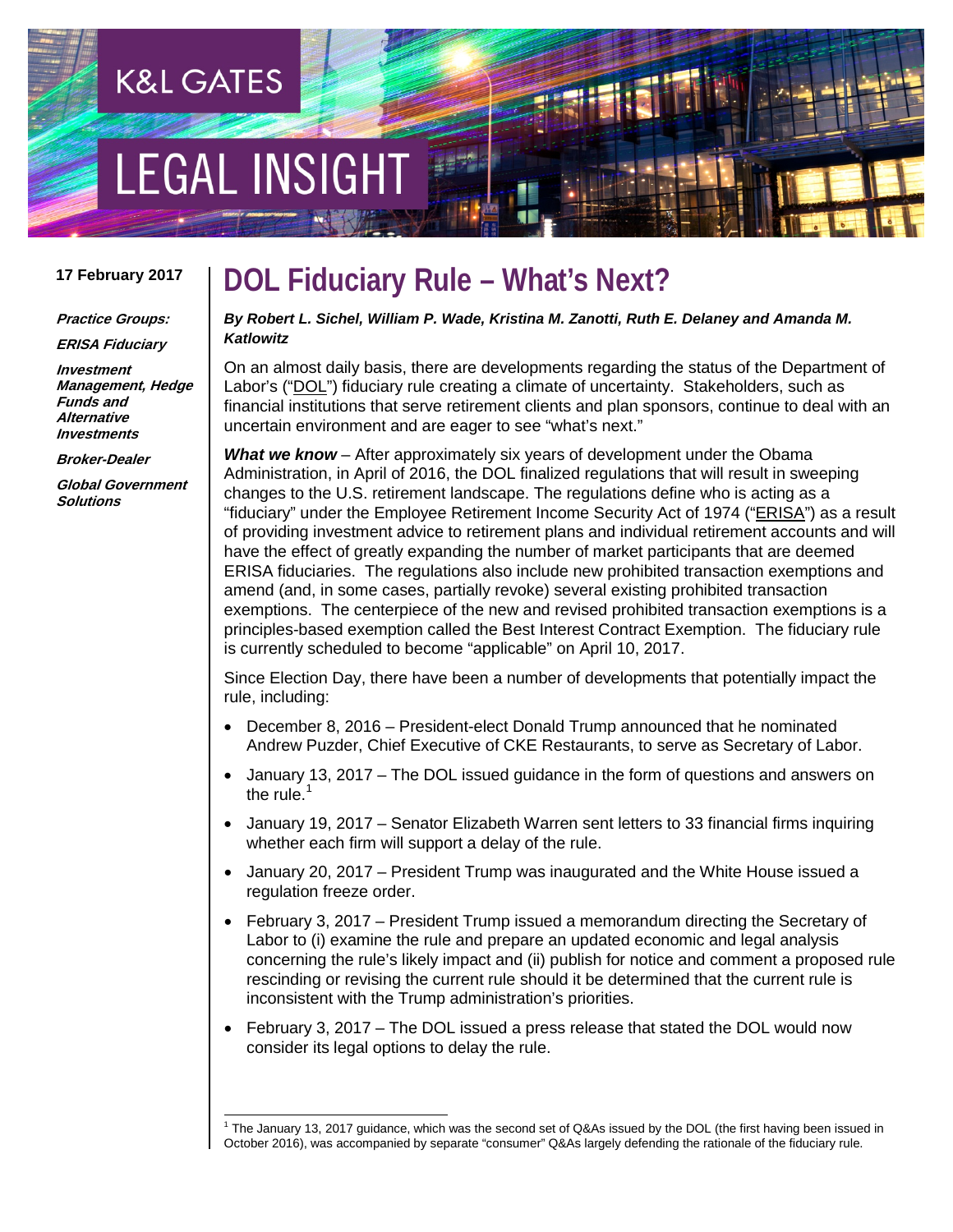K&L GATES

LEGAL INSIGHT

17 February 2017

*Practice Groups:*

***ERISA Fiduciary***

***Investment Management, Hedge Funds and Alternative Investments***

***Broker-Dealer***

***Global Government Solutions***

# DOL Fiduciary Rule – What's Next?

***By Robert L. Sichel, William P. Wade, Kristina M. Zanotti, Ruth E. Delaney and Amanda M. Katlowitz***

On an almost daily basis, there are developments regarding the status of the Department of Labor's ("DOL") fiduciary rule creating a climate of uncertainty. Stakeholders, such as financial institutions that serve retirement clients and plan sponsors, continue to deal with an uncertain environment and are eager to see "what's next."

***What we know*** – After approximately six years of development under the Obama Administration, in April of 2016, the DOL finalized regulations that will result in sweeping changes to the U.S. retirement landscape. The regulations define who is acting as a "fiduciary" under the Employee Retirement Income Security Act of 1974 ("ERISA") as a result of providing investment advice to retirement plans and individual retirement accounts and will have the effect of greatly expanding the number of market participants that are deemed ERISA fiduciaries. The regulations also include new prohibited transaction exemptions and amend (and, in some cases, partially revoke) several existing prohibited transaction exemptions. The centerpiece of the new and revised prohibited transaction exemptions is a principles-based exemption called the Best Interest Contract Exemption. The fiduciary rule is currently scheduled to become "applicable" on April 10, 2017.

Since Election Day, there have been a number of developments that potentially impact the rule, including:

- December 8, 2016 – President-elect Donald Trump announced that he nominated Andrew Puzder, Chief Executive of CKE Restaurants, to serve as Secretary of Labor.
- January 13, 2017 – The DOL issued guidance in the form of questions and answers on the rule.[1]
- January 19, 2017 – Senator Elizabeth Warren sent letters to 33 financial firms inquiring whether each firm will support a delay of the rule.
- January 20, 2017 – President Trump was inaugurated and the White House issued a regulation freeze order.
- February 3, 2017 – President Trump issued a memorandum directing the Secretary of Labor to (i) examine the rule and prepare an updated economic and legal analysis concerning the rule's likely impact and (ii) publish for notice and comment a proposed rule rescinding or revising the current rule should it be determined that the current rule is inconsistent with the Trump administration's priorities.
- February 3, 2017 – The DOL issued a press release that stated the DOL would now consider its legal options to delay the rule.

[1] The January 13, 2017 guidance, which was the second set of Q&As issued by the DOL (the first having been issued in October 2016), was accompanied by separate "consumer" Q&As largely defending the rationale of the fiduciary rule.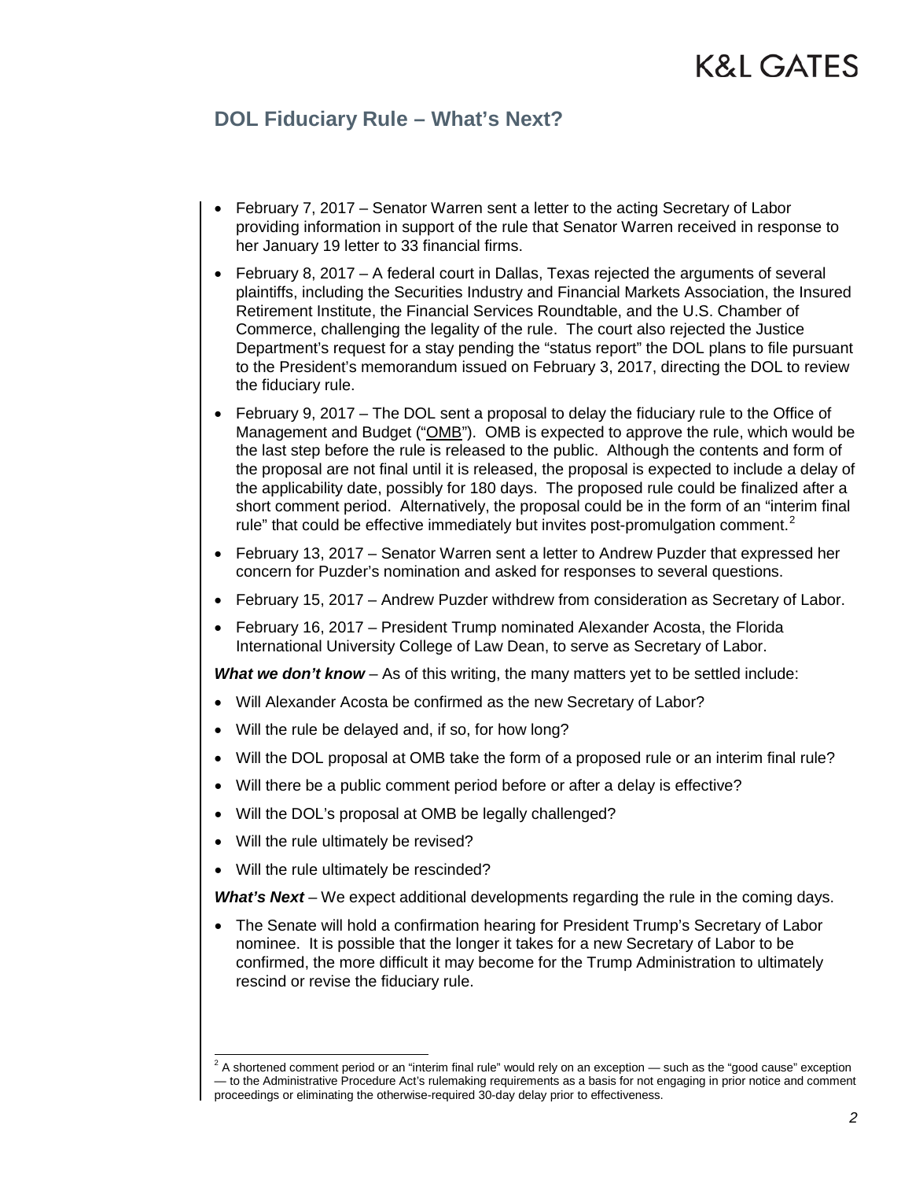## DOL Fiduciary Rule – What's Next?

- February 7, 2017 – Senator Warren sent a letter to the acting Secretary of Labor providing information in support of the rule that Senator Warren received in response to her January 19 letter to 33 financial firms.
- February 8, 2017 – A federal court in Dallas, Texas rejected the arguments of several plaintiffs, including the Securities Industry and Financial Markets Association, the Insured Retirement Institute, the Financial Services Roundtable, and the U.S. Chamber of Commerce, challenging the legality of the rule. The court also rejected the Justice Department's request for a stay pending the "status report" the DOL plans to file pursuant to the President's memorandum issued on February 3, 2017, directing the DOL to review the fiduciary rule.
- February 9, 2017 – The DOL sent a proposal to delay the fiduciary rule to the Office of Management and Budget ("OMB"). OMB is expected to approve the rule, which would be the last step before the rule is released to the public. Although the contents and form of the proposal are not final until it is released, the proposal is expected to include a delay of the applicability date, possibly for 180 days. The proposed rule could be finalized after a short comment period. Alternatively, the proposal could be in the form of an "interim final rule" that could be effective immediately but invites post-promulgation comment.[2]
- February 13, 2017 – Senator Warren sent a letter to Andrew Puzder that expressed her concern for Puzder's nomination and asked for responses to several questions.
- February 15, 2017 – Andrew Puzder withdrew from consideration as Secretary of Labor.
- February 16, 2017 – President Trump nominated Alexander Acosta, the Florida International University College of Law Dean, to serve as Secretary of Labor.

***What we don't know*** – As of this writing, the many matters yet to be settled include:

- Will Alexander Acosta be confirmed as the new Secretary of Labor?
- Will the rule be delayed and, if so, for how long?
- Will the DOL proposal at OMB take the form of a proposed rule or an interim final rule?
- Will there be a public comment period before or after a delay is effective?
- Will the DOL's proposal at OMB be legally challenged?
- Will the rule ultimately be revised?
- Will the rule ultimately be rescinded?

***What's Next*** – We expect additional developments regarding the rule in the coming days.

- The Senate will hold a confirmation hearing for President Trump's Secretary of Labor nominee. It is possible that the longer it takes for a new Secretary of Labor to be confirmed, the more difficult it may become for the Trump Administration to ultimately rescind or revise the fiduciary rule.

---

[2] A shortened comment period or an "interim final rule" would rely on an exception — such as the "good cause" exception — to the Administrative Procedure Act's rulemaking requirements as a basis for not engaging in prior notice and comment proceedings or eliminating the otherwise-required 30-day delay prior to effectiveness.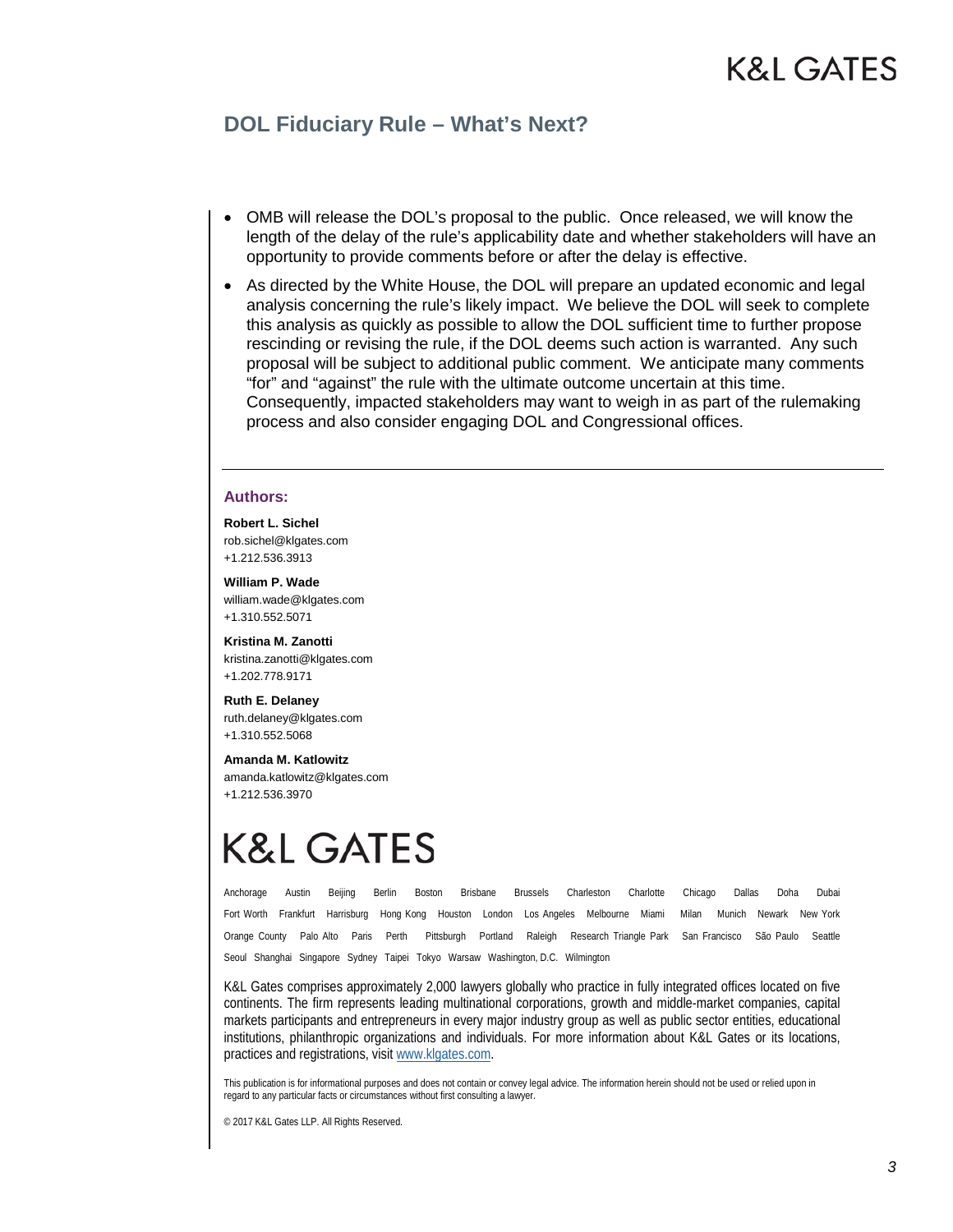## DOL Fiduciary Rule – What's Next?

- OMB will release the DOL's proposal to the public. Once released, we will know the length of the delay of the rule's applicability date and whether stakeholders will have an opportunity to provide comments before or after the delay is effective.
- As directed by the White House, the DOL will prepare an updated economic and legal analysis concerning the rule's likely impact. We believe the DOL will seek to complete this analysis as quickly as possible to allow the DOL sufficient time to further propose rescinding or revising the rule, if the DOL deems such action is warranted. Any such proposal will be subject to additional public comment. We anticipate many comments "for" and "against" the rule with the ultimate outcome uncertain at this time. Consequently, impacted stakeholders may want to weigh in as part of the rulemaking process and also consider engaging DOL and Congressional offices.

---

### Authors:

**Robert L. Sichel**
rob.sichel@klgates.com
+1.212.536.3913

**William P. Wade**
william.wade@klgates.com
+1.310.552.5071

**Kristina M. Zanotti**
kristina.zanotti@klgates.com
+1.202.778.9171

**Ruth E. Delaney**
ruth.delaney@klgates.com
+1.310.552.5068

**Amanda M. Katlowitz**
amanda.katlowitz@klgates.com
+1.212.536.3970

# K&L GATES

Anchorage Austin Beijing Berlin Boston Brisbane Brussels Charleston Charlotte Chicago Dallas Doha Dubai Fort Worth Frankfurt Harrisburg Hong Kong Houston London Los Angeles Melbourne Miami Milan Munich Newark New York Orange County Palo Alto Paris Perth Pittsburgh Portland Raleigh Research Triangle Park San Francisco São Paulo Seattle Seoul Shanghai Singapore Sydney Taipei Tokyo Warsaw Washington, D.C. Wilmington

K&L Gates comprises approximately 2,000 lawyers globally who practice in fully integrated offices located on five continents. The firm represents leading multinational corporations, growth and middle-market companies, capital markets participants and entrepreneurs in every major industry group as well as public sector entities, educational institutions, philanthropic organizations and individuals. For more information about K&L Gates or its locations, practices and registrations, visit www.klgates.com.

This publication is for informational purposes and does not contain or convey legal advice. The information herein should not be used or relied upon in regard to any particular facts or circumstances without first consulting a lawyer.

© 2017 K&L Gates LLP. All Rights Reserved.